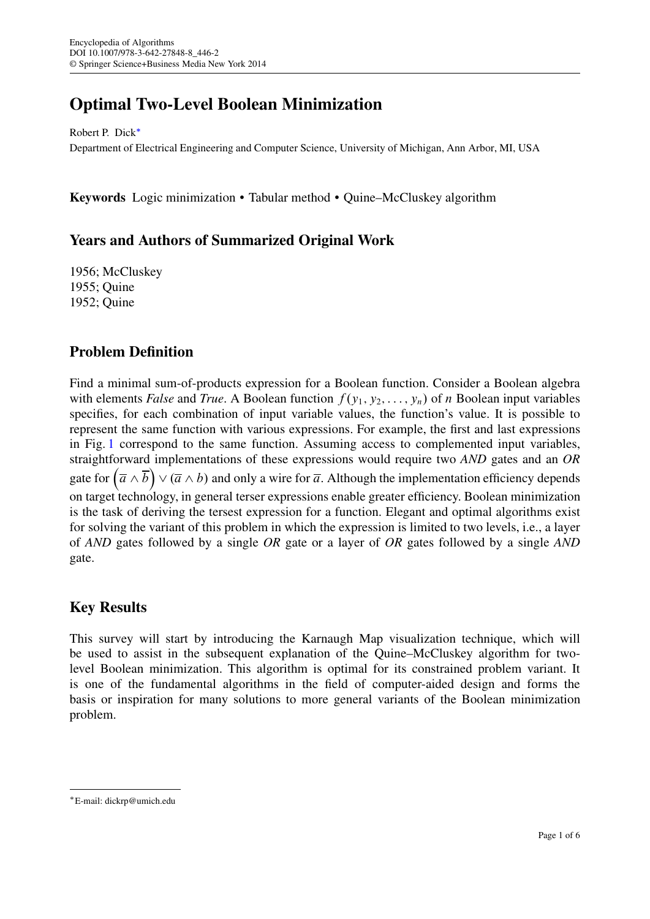# Optimal Two-Level Boolean Minimization

Robert P. Dick*

Department of Electrical Engineering and Computer Science, University of Michigan, Ann Arbor, MI, USA

**Keywords** Logic minimization • Tabular method • Quine–McCluskey algorithm

## Years and Authors of Summarized Original Work

1956; McCluskey
1955; Quine
1952; Quine

## Problem Definition

Find a minimal sum-of-products expression for a Boolean function. Consider a Boolean algebra with elements *False* and *True*. A Boolean function $f(y_1, y_2, \ldots, y_n)$ of $n$ Boolean input variables specifies, for each combination of input variable values, the function's value. It is possible to represent the same function with various expressions. For example, the first and last expressions in Fig. 1 correspond to the same function. Assuming access to complemented input variables, straightforward implementations of these expressions would require two *AND* gates and an *OR* gate for $\left(\overline{a} \wedge \overline{b}\right) \vee (\overline{a} \wedge b)$ and only a wire for $\overline{a}$. Although the implementation efficiency depends on target technology, in general terser expressions enable greater efficiency. Boolean minimization is the task of deriving the tersest expression for a function. Elegant and optimal algorithms exist for solving the variant of this problem in which the expression is limited to two levels, i.e., a layer of *AND* gates followed by a single *OR* gate or a layer of *OR* gates followed by a single *AND* gate.

## Key Results

This survey will start by introducing the Karnaugh Map visualization technique, which will be used to assist in the subsequent explanation of the Quine–McCluskey algorithm for two-level Boolean minimization. This algorithm is optimal for its constrained problem variant. It is one of the fundamental algorithms in the field of computer-aided design and forms the basis or inspiration for many solutions to more general variants of the Boolean minimization problem.

---

*E-mail: dickrp@umich.edu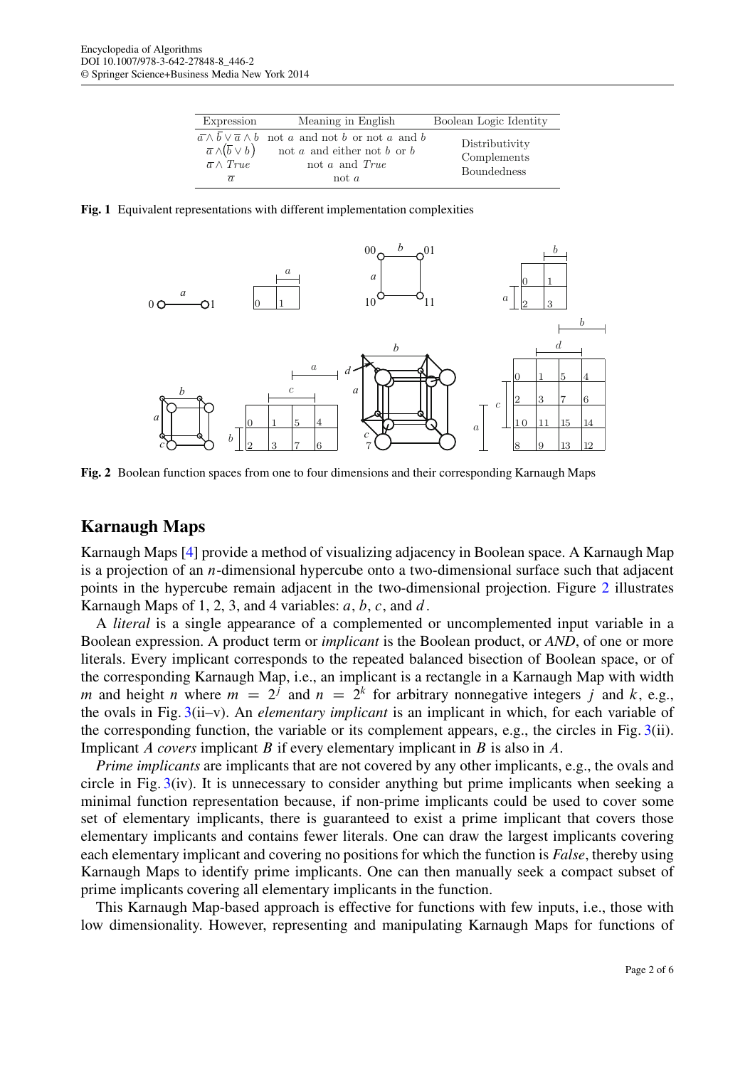| Expression | Meaning in English | Boolean Logic Identity |
|---|---|---|
| $\overline{a} \wedge \overline{b} \vee \overline{a} \wedge b$ | not $a$ and not $b$ or not $a$ and $b$ | Distributivity |
| $\overline{a} \wedge (\overline{b} \vee b)$ | not $a$ and either not $b$ or $b$ | Complements |
| $\overline{a} \wedge True$ | not $a$ and $True$ | Boundedness |
| $\overline{a}$ | not $a$ | |

**Fig. 1** Equivalent representations with different implementation complexities

**Fig. 2** Boolean function spaces from one to four dimensions and their corresponding Karnaugh Maps

## Karnaugh Maps

Karnaugh Maps [4] provide a method of visualizing adjacency in Boolean space. A Karnaugh Map is a projection of an $n$-dimensional hypercube onto a two-dimensional surface such that adjacent points in the hypercube remain adjacent in the two-dimensional projection. Figure 2 illustrates Karnaugh Maps of 1, 2, 3, and 4 variables: $a$, $b$, $c$, and $d$.

A *literal* is a single appearance of a complemented or uncomplemented input variable in a Boolean expression. A product term or *implicant* is the Boolean product, or *AND*, of one or more literals. Every implicant corresponds to the repeated balanced bisection of Boolean space, or of the corresponding Karnaugh Map, i.e., an implicant is a rectangle in a Karnaugh Map with width $m$ and height $n$ where $m = 2^j$ and $n = 2^k$ for arbitrary nonnegative integers $j$ and $k$, e.g., the ovals in Fig. 3(ii–v). An *elementary implicant* is an implicant in which, for each variable of the corresponding function, the variable or its complement appears, e.g., the circles in Fig. 3(ii). Implicant $A$ *covers* implicant $B$ if every elementary implicant in $B$ is also in $A$.

*Prime implicants* are implicants that are not covered by any other implicants, e.g., the ovals and circle in Fig. 3(iv). It is unnecessary to consider anything but prime implicants when seeking a minimal function representation because, if non-prime implicants could be used to cover some set of elementary implicants, there is guaranteed to exist a prime implicant that covers those elementary implicants and contains fewer literals. One can draw the largest implicants covering each elementary implicant and covering no positions for which the function is *False*, thereby using Karnaugh Maps to identify prime implicants. One can then manually seek a compact subset of prime implicants covering all elementary implicants in the function.

This Karnaugh Map-based approach is effective for functions with few inputs, i.e., those with low dimensionality. However, representing and manipulating Karnaugh Maps for functions of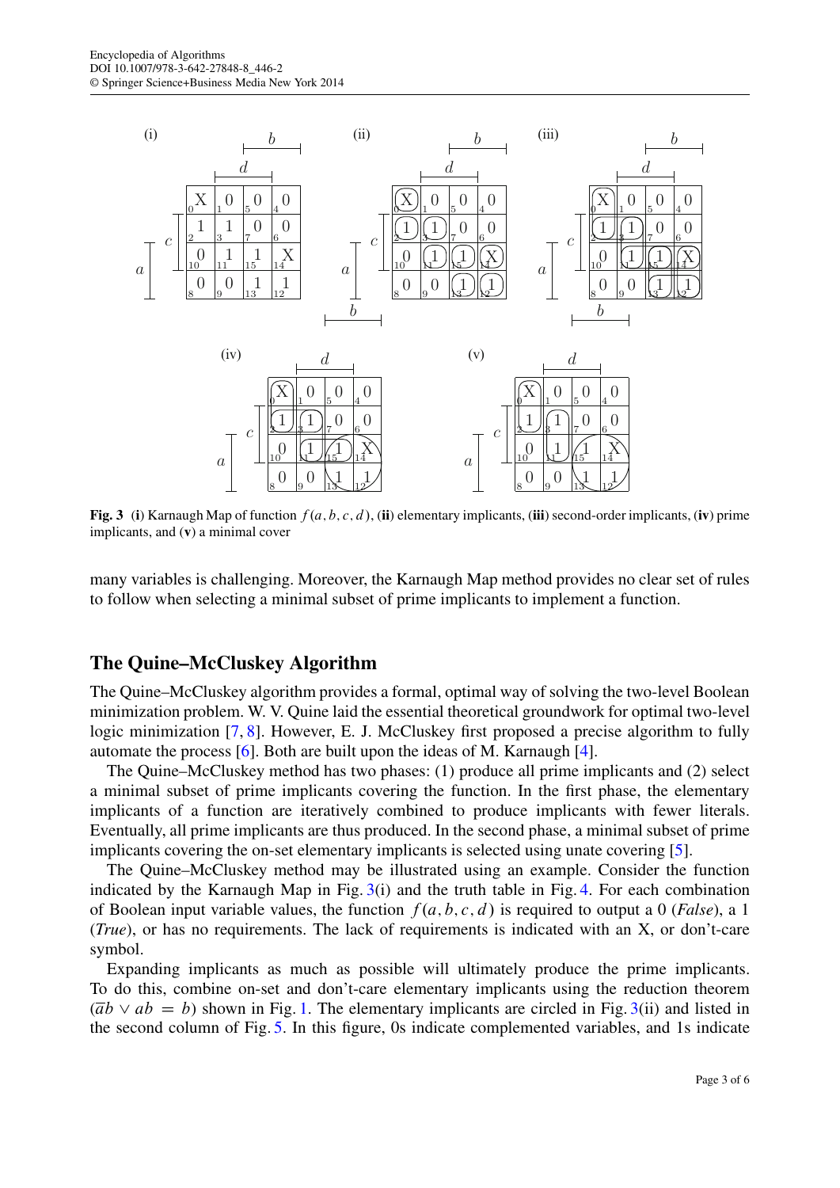**Fig. 3** (**i**) Karnaugh Map of function $f(a, b, c, d)$, (**ii**) elementary implicants, (**iii**) second-order implicants, (**iv**) prime implicants, and (**v**) a minimal cover

many variables is challenging. Moreover, the Karnaugh Map method provides no clear set of rules to follow when selecting a minimal subset of prime implicants to implement a function.

## The Quine–McCluskey Algorithm

The Quine–McCluskey algorithm provides a formal, optimal way of solving the two-level Boolean minimization problem. W. V. Quine laid the essential theoretical groundwork for optimal two-level logic minimization [7, 8]. However, E. J. McCluskey first proposed a precise algorithm to fully automate the process [6]. Both are built upon the ideas of M. Karnaugh [4].

The Quine–McCluskey method has two phases: (1) produce all prime implicants and (2) select a minimal subset of prime implicants covering the function. In the first phase, the elementary implicants of a function are iteratively combined to produce implicants with fewer literals. Eventually, all prime implicants are thus produced. In the second phase, a minimal subset of prime implicants covering the on-set elementary implicants is selected using unate covering [5].

The Quine–McCluskey method may be illustrated using an example. Consider the function indicated by the Karnaugh Map in Fig. 3(i) and the truth table in Fig. 4. For each combination of Boolean input variable values, the function $f(a, b, c, d)$ is required to output a 0 (*False*), a 1 (*True*), or has no requirements. The lack of requirements is indicated with an X, or don't-care symbol.

Expanding implicants as much as possible will ultimately produce the prime implicants. To do this, combine on-set and don't-care elementary implicants using the reduction theorem ($\bar{a}b \vee ab = b$) shown in Fig. 1. The elementary implicants are circled in Fig. 3(ii) and listed in the second column of Fig. 5. In this figure, 0s indicate complemented variables, and 1s indicate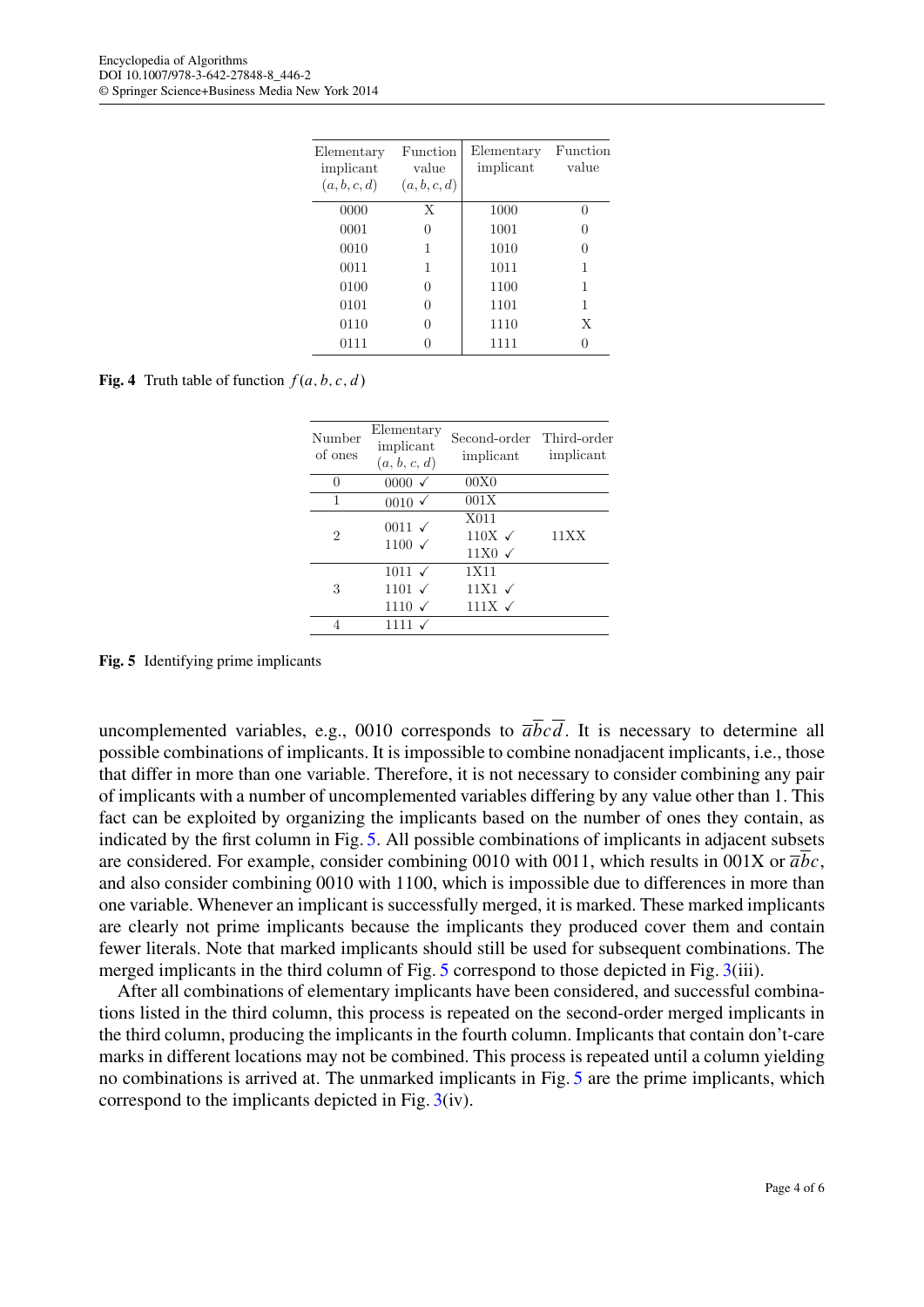| Elementary implicant $(a, b, c, d)$ | Function value $(a, b, c, d)$ | Elementary implicant | Function value |
|---|---|---|---|
| 0000 | X | 1000 | 0 |
| 0001 | 0 | 1001 | 0 |
| 0010 | 1 | 1010 | 0 |
| 0011 | 1 | 1011 | 1 |
| 0100 | 0 | 1100 | 1 |
| 0101 | 0 | 1101 | 1 |
| 0110 | 0 | 1110 | X |
| 0111 | 0 | 1111 | 0 |

**Fig. 4** Truth table of function $f(a, b, c, d)$

| Number of ones | Elementary implicant $(a, b, c, d)$ | Second-order implicant | Third-order implicant |
|---|---|---|---|
| 0 | 0000 ✓ | 00X0 | |
| 1 | 0010 ✓ | 001X | |
| 2 | 0011 ✓<br>1100 ✓ | X011<br>110X ✓<br>11X0 ✓ | 11XX |
| 3 | 1011 ✓<br>1101 ✓<br>1110 ✓ | 1X11<br>11X1 ✓<br>111X ✓ | |
| 4 | 1111 ✓ | | |

**Fig. 5** Identifying prime implicants

uncomplemented variables, e.g., 0010 corresponds to $\overline{a}\overline{b}c\overline{d}$. It is necessary to determine all possible combinations of implicants. It is impossible to combine nonadjacent implicants, i.e., those that differ in more than one variable. Therefore, it is not necessary to consider combining any pair of implicants with a number of uncomplemented variables differing by any value other than 1. This fact can be exploited by organizing the implicants based on the number of ones they contain, as indicated by the first column in Fig. 5. All possible combinations of implicants in adjacent subsets are considered. For example, consider combining 0010 with 0011, which results in 001X or $\overline{a}\overline{b}c$, and also consider combining 0010 with 1100, which is impossible due to differences in more than one variable. Whenever an implicant is successfully merged, it is marked. These marked implicants are clearly not prime implicants because the implicants they produced cover them and contain fewer literals. Note that marked implicants should still be used for subsequent combinations. The merged implicants in the third column of Fig. 5 correspond to those depicted in Fig. 3(iii).

After all combinations of elementary implicants have been considered, and successful combinations listed in the third column, this process is repeated on the second-order merged implicants in the third column, producing the implicants in the fourth column. Implicants that contain don't-care marks in different locations may not be combined. This process is repeated until a column yielding no combinations is arrived at. The unmarked implicants in Fig. 5 are the prime implicants, which correspond to the implicants depicted in Fig. 3(iv).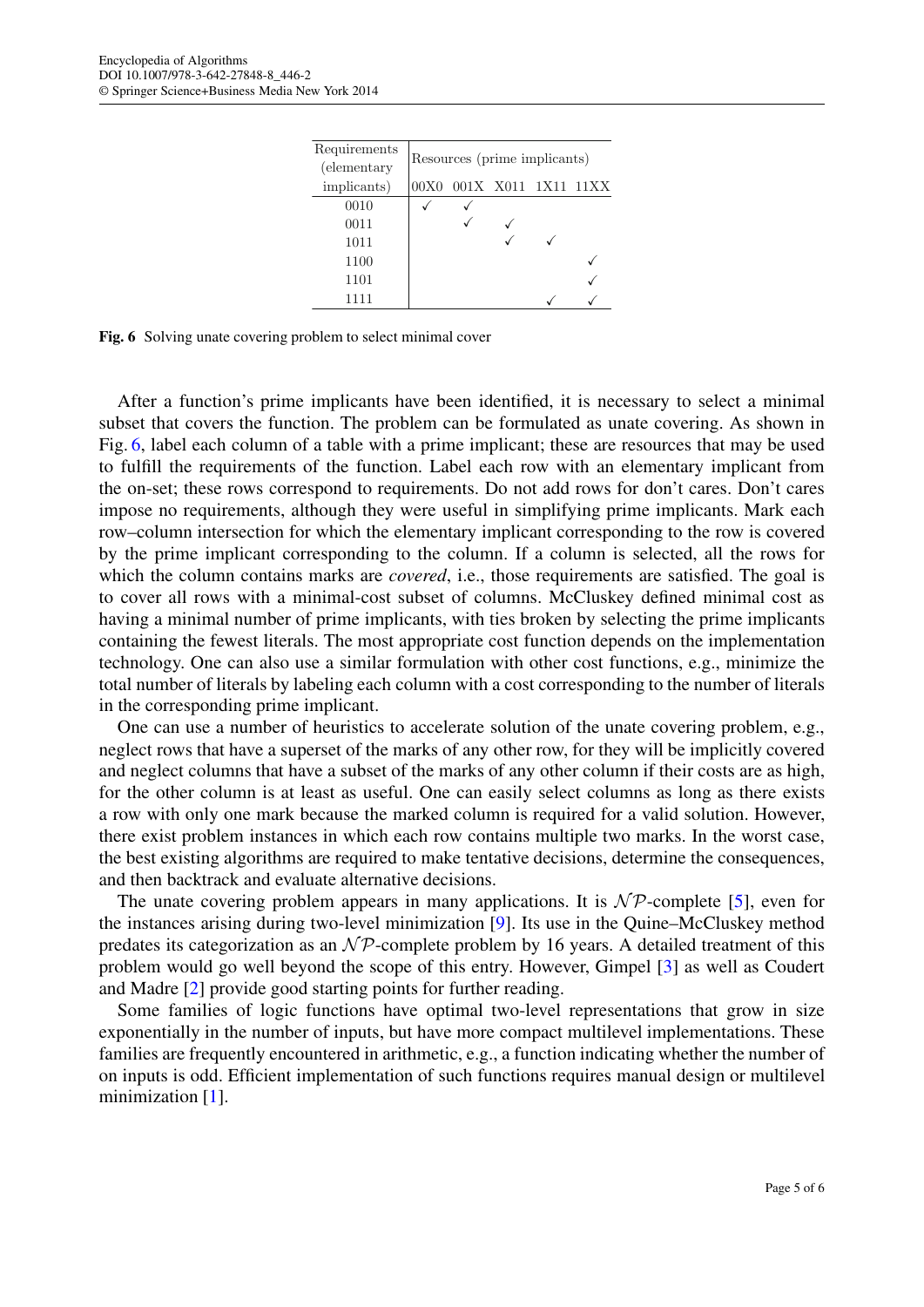| Requirements (elementary implicants) | Resources (prime implicants) | | | | |
|---|---|---|---|---|---|
| | 00X0 | 001X | X011 | 1X11 | 11XX |
| 0010 | ✓ | ✓ | | | |
| 0011 | | ✓ | ✓ | | |
| 1011 | | | ✓ | ✓ | |
| 1100 | | | | | ✓ |
| 1101 | | | | | ✓ |
| 1111 | | | | ✓ | ✓ |

**Fig. 6** Solving unate covering problem to select minimal cover

After a function's prime implicants have been identified, it is necessary to select a minimal subset that covers the function. The problem can be formulated as unate covering. As shown in Fig. 6, label each column of a table with a prime implicant; these are resources that may be used to fulfill the requirements of the function. Label each row with an elementary implicant from the on-set; these rows correspond to requirements. Do not add rows for don't cares. Don't cares impose no requirements, although they were useful in simplifying prime implicants. Mark each row–column intersection for which the elementary implicant corresponding to the row is covered by the prime implicant corresponding to the column. If a column is selected, all the rows for which the column contains marks are *covered*, i.e., those requirements are satisfied. The goal is to cover all rows with a minimal-cost subset of columns. McCluskey defined minimal cost as having a minimal number of prime implicants, with ties broken by selecting the prime implicants containing the fewest literals. The most appropriate cost function depends on the implementation technology. One can also use a similar formulation with other cost functions, e.g., minimize the total number of literals by labeling each column with a cost corresponding to the number of literals in the corresponding prime implicant.

One can use a number of heuristics to accelerate solution of the unate covering problem, e.g., neglect rows that have a superset of the marks of any other row, for they will be implicitly covered and neglect columns that have a subset of the marks of any other column if their costs are as high, for the other column is at least as useful. One can easily select columns as long as there exists a row with only one mark because the marked column is required for a valid solution. However, there exist problem instances in which each row contains multiple two marks. In the worst case, the best existing algorithms are required to make tentative decisions, determine the consequences, and then backtrack and evaluate alternative decisions.

The unate covering problem appears in many applications. It is $\mathcal{NP}$-complete [5], even for the instances arising during two-level minimization [9]. Its use in the Quine–McCluskey method predates its categorization as an $\mathcal{NP}$-complete problem by 16 years. A detailed treatment of this problem would go well beyond the scope of this entry. However, Gimpel [3] as well as Coudert and Madre [2] provide good starting points for further reading.

Some families of logic functions have optimal two-level representations that grow in size exponentially in the number of inputs, but have more compact multilevel implementations. These families are frequently encountered in arithmetic, e.g., a function indicating whether the number of on inputs is odd. Efficient implementation of such functions requires manual design or multilevel minimization [1].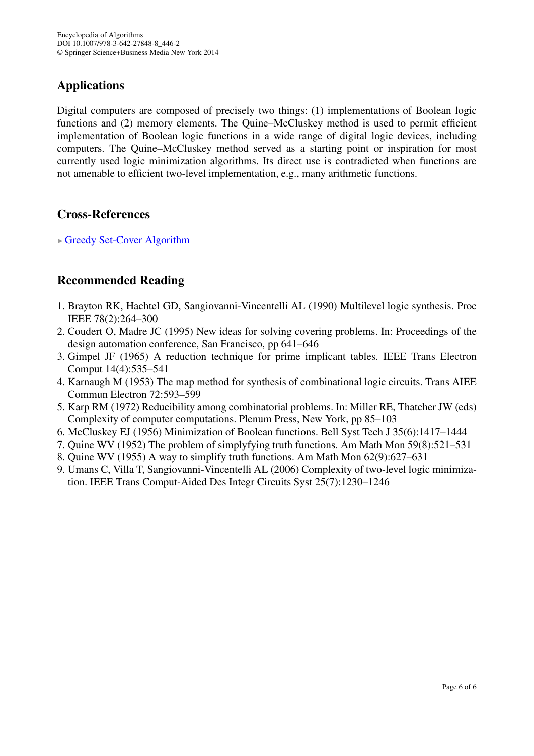## Applications

Digital computers are composed of precisely two things: (1) implementations of Boolean logic functions and (2) memory elements. The Quine–McCluskey method is used to permit efficient implementation of Boolean logic functions in a wide range of digital logic devices, including computers. The Quine–McCluskey method served as a starting point or inspiration for most currently used logic minimization algorithms. Its direct use is contradicted when functions are not amenable to efficient two-level implementation, e.g., many arithmetic functions.

## Cross-References

▸ Greedy Set-Cover Algorithm

## Recommended Reading

1. Brayton RK, Hachtel GD, Sangiovanni-Vincentelli AL (1990) Multilevel logic synthesis. Proc IEEE 78(2):264–300
2. Coudert O, Madre JC (1995) New ideas for solving covering problems. In: Proceedings of the design automation conference, San Francisco, pp 641–646
3. Gimpel JF (1965) A reduction technique for prime implicant tables. IEEE Trans Electron Comput 14(4):535–541
4. Karnaugh M (1953) The map method for synthesis of combinational logic circuits. Trans AIEE Commun Electron 72:593–599
5. Karp RM (1972) Reducibility among combinatorial problems. In: Miller RE, Thatcher JW (eds) Complexity of computer computations. Plenum Press, New York, pp 85–103
6. McCluskey EJ (1956) Minimization of Boolean functions. Bell Syst Tech J 35(6):1417–1444
7. Quine WV (1952) The problem of simplyfying truth functions. Am Math Mon 59(8):521–531
8. Quine WV (1955) A way to simplify truth functions. Am Math Mon 62(9):627–631
9. Umans C, Villa T, Sangiovanni-Vincentelli AL (2006) Complexity of two-level logic minimization. IEEE Trans Comput-Aided Des Integr Circuits Syst 25(7):1230–1246